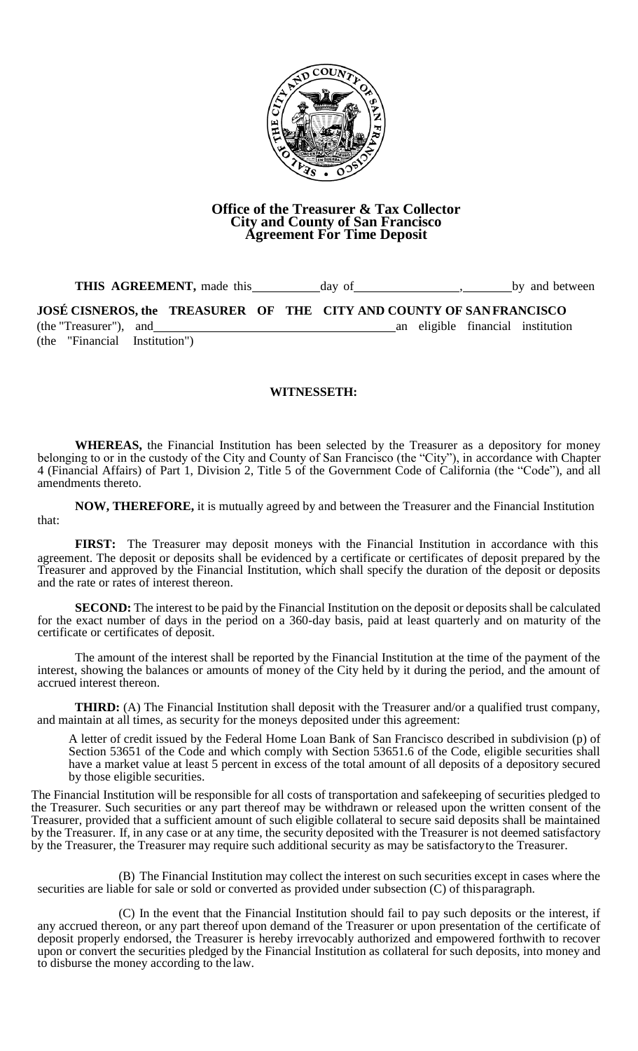**Office of the Treasurer & Tax Collector**
**City and County of San Francisco**
**Agreement For Time Deposit**

**THIS AGREEMENT,** made this __________ day of ________________, ________ by and between

**JOSÉ CISNEROS, the TREASURER OF THE CITY AND COUNTY OF SAN FRANCISCO** (the "Treasurer"), and ______________________________________ an eligible financial institution (the "Financial Institution")

**WITNESSETH:**

**WHEREAS,** the Financial Institution has been selected by the Treasurer as a depository for money belonging to or in the custody of the City and County of San Francisco (the "City"), in accordance with Chapter 4 (Financial Affairs) of Part 1, Division 2, Title 5 of the Government Code of California (the "Code"), and all amendments thereto.

**NOW, THEREFORE,** it is mutually agreed by and between the Treasurer and the Financial Institution that:

**FIRST:** The Treasurer may deposit moneys with the Financial Institution in accordance with this agreement. The deposit or deposits shall be evidenced by a certificate or certificates of deposit prepared by the Treasurer and approved by the Financial Institution, which shall specify the duration of the deposit or deposits and the rate or rates of interest thereon.

**SECOND:** The interest to be paid by the Financial Institution on the deposit or deposits shall be calculated for the exact number of days in the period on a 360-day basis, paid at least quarterly and on maturity of the certificate or certificates of deposit.

The amount of the interest shall be reported by the Financial Institution at the time of the payment of the interest, showing the balances or amounts of money of the City held by it during the period, and the amount of accrued interest thereon.

**THIRD:** (A) The Financial Institution shall deposit with the Treasurer and/or a qualified trust company, and maintain at all times, as security for the moneys deposited under this agreement:

A letter of credit issued by the Federal Home Loan Bank of San Francisco described in subdivision (p) of Section 53651 of the Code and which comply with Section 53651.6 of the Code, eligible securities shall have a market value at least 5 percent in excess of the total amount of all deposits of a depository secured by those eligible securities.

The Financial Institution will be responsible for all costs of transportation and safekeeping of securities pledged to the Treasurer. Such securities or any part thereof may be withdrawn or released upon the written consent of the Treasurer, provided that a sufficient amount of such eligible collateral to secure said deposits shall be maintained by the Treasurer. If, in any case or at any time, the security deposited with the Treasurer is not deemed satisfactory by the Treasurer, the Treasurer may require such additional security as may be satisfactory to the Treasurer.

(B) The Financial Institution may collect the interest on such securities except in cases where the securities are liable for sale or sold or converted as provided under subsection (C) of this paragraph.

(C) In the event that the Financial Institution should fail to pay such deposits or the interest, if any accrued thereon, or any part thereof upon demand of the Treasurer or upon presentation of the certificate of deposit properly endorsed, the Treasurer is hereby irrevocably authorized and empowered forthwith to recover upon or convert the securities pledged by the Financial Institution as collateral for such deposits, into money and to disburse the money according to the law.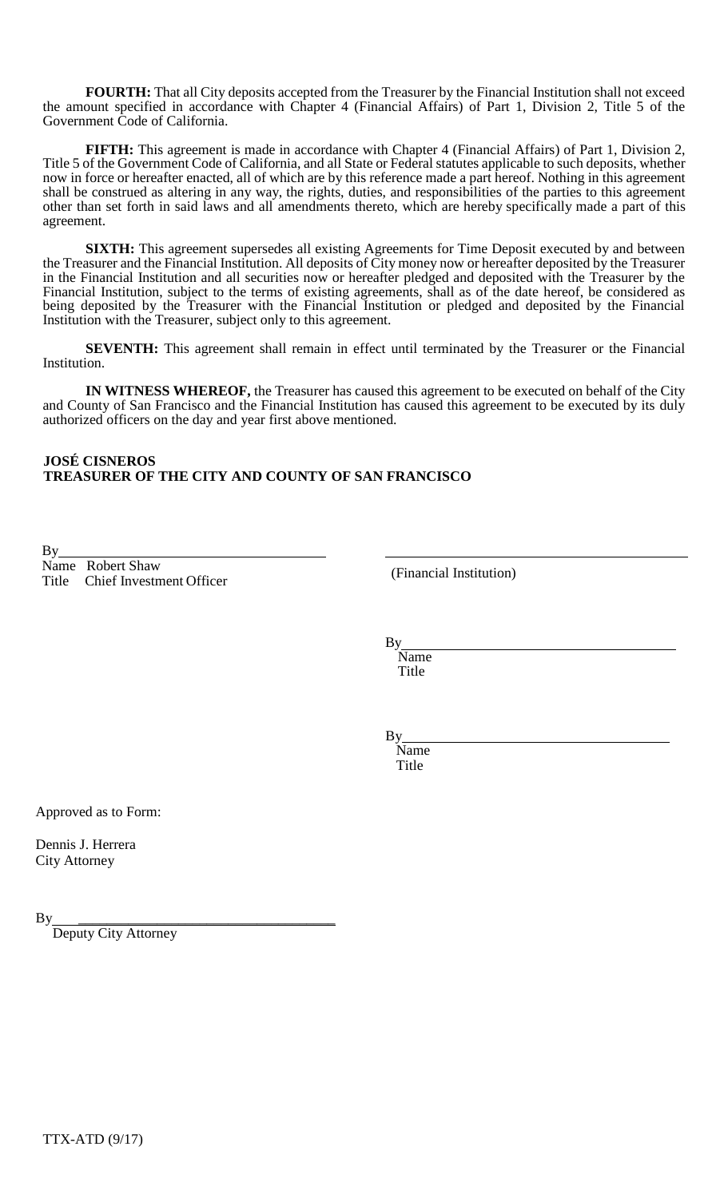**FOURTH:** That all City deposits accepted from the Treasurer by the Financial Institution shall not exceed the amount specified in accordance with Chapter 4 (Financial Affairs) of Part 1, Division 2, Title 5 of the Government Code of California.

**FIFTH:** This agreement is made in accordance with Chapter 4 (Financial Affairs) of Part 1, Division 2, Title 5 of the Government Code of California, and all State or Federal statutes applicable to such deposits, whether now in force or hereafter enacted, all of which are by this reference made a part hereof. Nothing in this agreement shall be construed as altering in any way, the rights, duties, and responsibilities of the parties to this agreement other than set forth in said laws and all amendments thereto, which are hereby specifically made a part of this agreement.

**SIXTH:** This agreement supersedes all existing Agreements for Time Deposit executed by and between the Treasurer and the Financial Institution. All deposits of City money now or hereafter deposited by the Treasurer in the Financial Institution and all securities now or hereafter pledged and deposited with the Treasurer by the Financial Institution, subject to the terms of existing agreements, shall as of the date hereof, be considered as being deposited by the Treasurer with the Financial Institution or pledged and deposited by the Financial Institution with the Treasurer, subject only to this agreement.

**SEVENTH:** This agreement shall remain in effect until terminated by the Treasurer or the Financial Institution.

**IN WITNESS WHEREOF,** the Treasurer has caused this agreement to be executed on behalf of the City and County of San Francisco and the Financial Institution has caused this agreement to be executed by its duly authorized officers on the day and year first above mentioned.

**JOSÉ CISNEROS**
**TREASURER OF THE CITY AND COUNTY OF SAN FRANCISCO**

By\_\_\_\_\_\_\_\_\_\_\_\_\_\_\_\_\_\_\_\_\_\_\_\_\_\_\_\_\_\_\_\_\_\_\_\_
Name Robert Shaw
Title Chief Investment Officer

\_\_\_\_\_\_\_\_\_\_\_\_\_\_\_\_\_\_\_\_\_\_\_\_\_\_\_\_\_\_\_\_\_\_\_\_\_\_\_\_
(Financial Institution)

By\_\_\_\_\_\_\_\_\_\_\_\_\_\_\_\_\_\_\_\_\_\_\_\_\_\_\_\_\_\_\_\_\_\_\_\_
Name
Title

By\_\_\_\_\_\_\_\_\_\_\_\_\_\_\_\_\_\_\_\_\_\_\_\_\_\_\_\_\_\_\_\_\_\_\_\_
Name
Title

Approved as to Form:

Dennis J. Herrera
City Attorney

By\_\_\_\_\_\_\_\_\_\_\_\_\_\_\_\_\_\_\_\_\_\_\_\_\_\_\_\_\_\_\_\_\_\_\_\_
Deputy City Attorney

TTX-ATD (9/17)